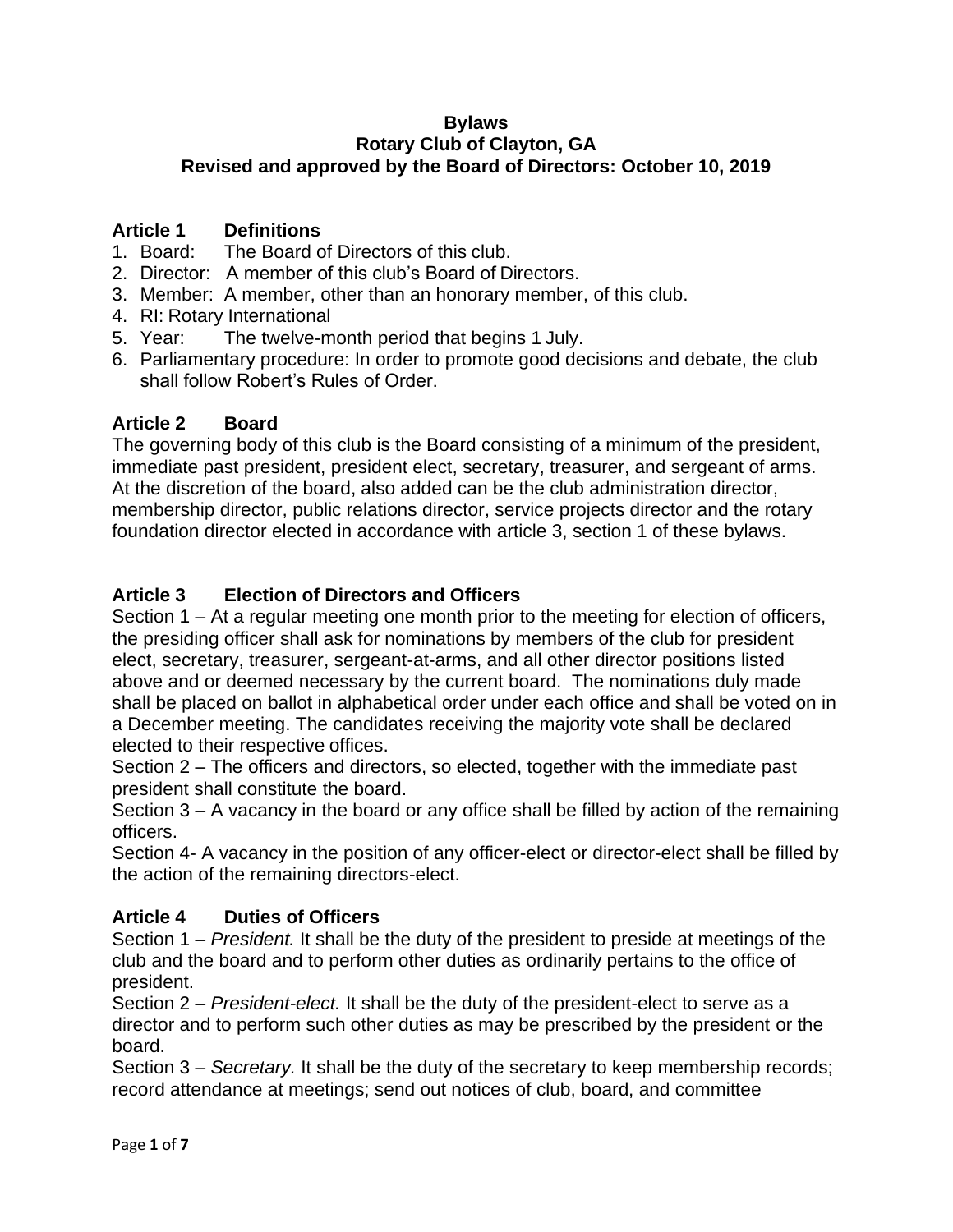**Bylaws**
**Rotary Club of Clayton, GA**
**Revised and approved by the Board of Directors: October 10, 2019**

## Article 1 Definitions

1. Board: The Board of Directors of this club.
2. Director: A member of this club's Board of Directors.
3. Member: A member, other than an honorary member, of this club.
4. RI: Rotary International
5. Year: The twelve-month period that begins 1 July.
6. Parliamentary procedure: In order to promote good decisions and debate, the club shall follow Robert's Rules of Order.

## Article 2 Board

The governing body of this club is the Board consisting of a minimum of the president, immediate past president, president elect, secretary, treasurer, and sergeant of arms. At the discretion of the board, also added can be the club administration director, membership director, public relations director, service projects director and the rotary foundation director elected in accordance with article 3, section 1 of these bylaws.

## Article 3 Election of Directors and Officers

Section 1 – At a regular meeting one month prior to the meeting for election of officers, the presiding officer shall ask for nominations by members of the club for president elect, secretary, treasurer, sergeant-at-arms, and all other director positions listed above and or deemed necessary by the current board. The nominations duly made shall be placed on ballot in alphabetical order under each office and shall be voted on in a December meeting. The candidates receiving the majority vote shall be declared elected to their respective offices.

Section 2 – The officers and directors, so elected, together with the immediate past president shall constitute the board.

Section 3 – A vacancy in the board or any office shall be filled by action of the remaining officers.

Section 4- A vacancy in the position of any officer-elect or director-elect shall be filled by the action of the remaining directors-elect.

## Article 4 Duties of Officers

Section 1 – *President.* It shall be the duty of the president to preside at meetings of the club and the board and to perform other duties as ordinarily pertains to the office of president.

Section 2 – *President-elect.* It shall be the duty of the president-elect to serve as a director and to perform such other duties as may be prescribed by the president or the board.

Section 3 – *Secretary.* It shall be the duty of the secretary to keep membership records; record attendance at meetings; send out notices of club, board, and committee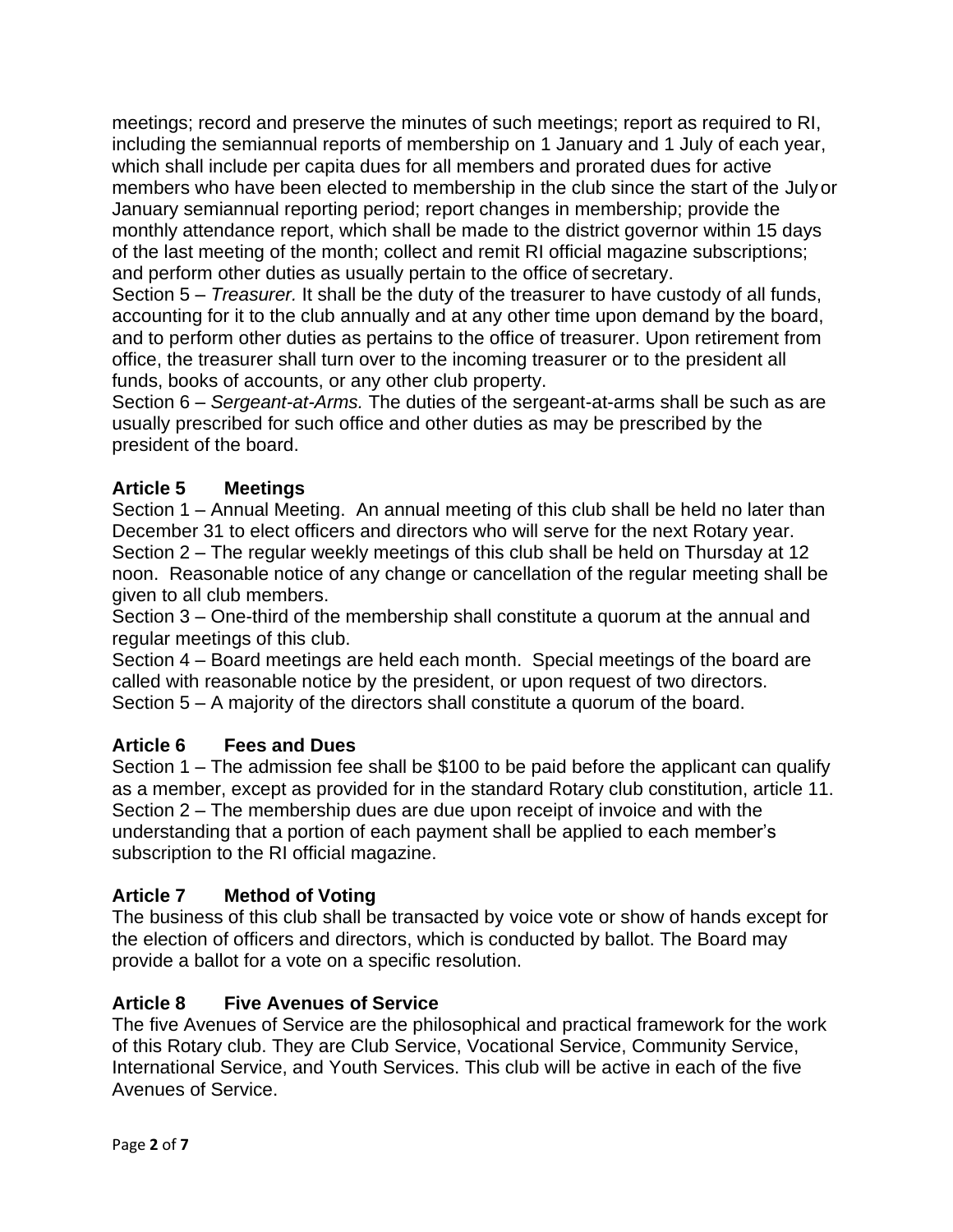meetings; record and preserve the minutes of such meetings; report as required to RI, including the semiannual reports of membership on 1 January and 1 July of each year, which shall include per capita dues for all members and prorated dues for active members who have been elected to membership in the club since the start of the July or January semiannual reporting period; report changes in membership; provide the monthly attendance report, which shall be made to the district governor within 15 days of the last meeting of the month; collect and remit RI official magazine subscriptions; and perform other duties as usually pertain to the office of secretary.

Section 5 – *Treasurer.* It shall be the duty of the treasurer to have custody of all funds, accounting for it to the club annually and at any other time upon demand by the board, and to perform other duties as pertains to the office of treasurer. Upon retirement from office, the treasurer shall turn over to the incoming treasurer or to the president all funds, books of accounts, or any other club property.

Section 6 – *Sergeant-at-Arms.* The duties of the sergeant-at-arms shall be such as are usually prescribed for such office and other duties as may be prescribed by the president of the board.

## Article 5 Meetings

Section 1 – Annual Meeting. An annual meeting of this club shall be held no later than December 31 to elect officers and directors who will serve for the next Rotary year.

Section 2 – The regular weekly meetings of this club shall be held on Thursday at 12 noon. Reasonable notice of any change or cancellation of the regular meeting shall be given to all club members.

Section 3 – One-third of the membership shall constitute a quorum at the annual and regular meetings of this club.

Section 4 – Board meetings are held each month. Special meetings of the board are called with reasonable notice by the president, or upon request of two directors.

Section 5 – A majority of the directors shall constitute a quorum of the board.

## Article 6 Fees and Dues

Section 1 – The admission fee shall be $100 to be paid before the applicant can qualify as a member, except as provided for in the standard Rotary club constitution, article 11.

Section 2 – The membership dues are due upon receipt of invoice and with the understanding that a portion of each payment shall be applied to each member's subscription to the RI official magazine.

## Article 7 Method of Voting

The business of this club shall be transacted by voice vote or show of hands except for the election of officers and directors, which is conducted by ballot. The Board may provide a ballot for a vote on a specific resolution.

## Article 8 Five Avenues of Service

The five Avenues of Service are the philosophical and practical framework for the work of this Rotary club. They are Club Service, Vocational Service, Community Service, International Service, and Youth Services. This club will be active in each of the five Avenues of Service.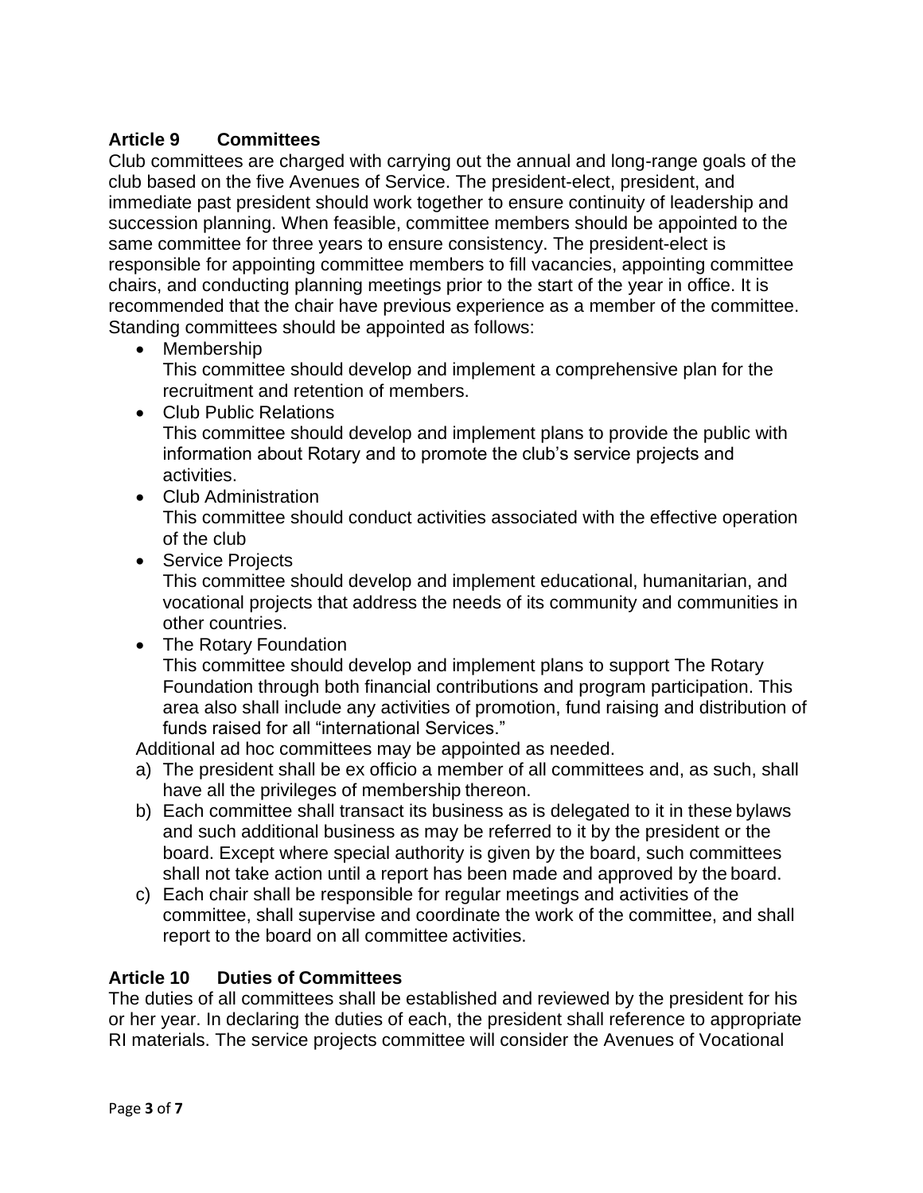## Article 9 Committees

Club committees are charged with carrying out the annual and long-range goals of the club based on the five Avenues of Service. The president-elect, president, and immediate past president should work together to ensure continuity of leadership and succession planning. When feasible, committee members should be appointed to the same committee for three years to ensure consistency. The president-elect is responsible for appointing committee members to fill vacancies, appointing committee chairs, and conducting planning meetings prior to the start of the year in office. It is recommended that the chair have previous experience as a member of the committee. Standing committees should be appointed as follows:

- Membership
  This committee should develop and implement a comprehensive plan for the recruitment and retention of members.
- Club Public Relations
  This committee should develop and implement plans to provide the public with information about Rotary and to promote the club's service projects and activities.
- Club Administration
  This committee should conduct activities associated with the effective operation of the club
- Service Projects
  This committee should develop and implement educational, humanitarian, and vocational projects that address the needs of its community and communities in other countries.
- The Rotary Foundation
  This committee should develop and implement plans to support The Rotary Foundation through both financial contributions and program participation. This area also shall include any activities of promotion, fund raising and distribution of funds raised for all "international Services."

Additional ad hoc committees may be appointed as needed.

a) The president shall be ex officio a member of all committees and, as such, shall have all the privileges of membership thereon.
b) Each committee shall transact its business as is delegated to it in these bylaws and such additional business as may be referred to it by the president or the board. Except where special authority is given by the board, such committees shall not take action until a report has been made and approved by the board.
c) Each chair shall be responsible for regular meetings and activities of the committee, shall supervise and coordinate the work of the committee, and shall report to the board on all committee activities.

## Article 10 Duties of Committees

The duties of all committees shall be established and reviewed by the president for his or her year. In declaring the duties of each, the president shall reference to appropriate RI materials. The service projects committee will consider the Avenues of Vocational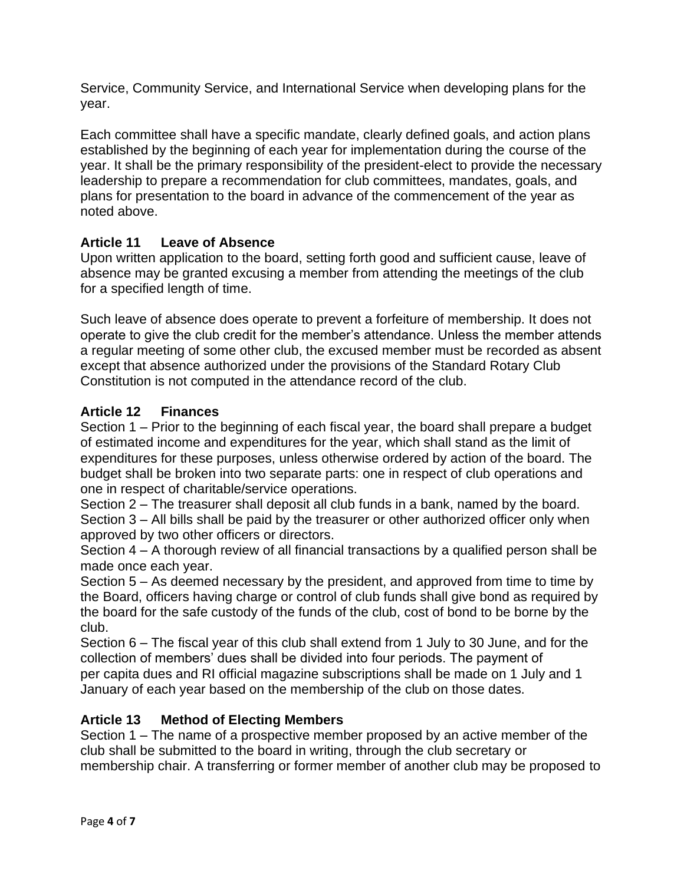Service, Community Service, and International Service when developing plans for the year.

Each committee shall have a specific mandate, clearly defined goals, and action plans established by the beginning of each year for implementation during the course of the year. It shall be the primary responsibility of the president-elect to provide the necessary leadership to prepare a recommendation for club committees, mandates, goals, and plans for presentation to the board in advance of the commencement of the year as noted above.

## Article 11 Leave of Absence

Upon written application to the board, setting forth good and sufficient cause, leave of absence may be granted excusing a member from attending the meetings of the club for a specified length of time.

Such leave of absence does operate to prevent a forfeiture of membership. It does not operate to give the club credit for the member's attendance. Unless the member attends a regular meeting of some other club, the excused member must be recorded as absent except that absence authorized under the provisions of the Standard Rotary Club Constitution is not computed in the attendance record of the club.

## Article 12 Finances

Section 1 – Prior to the beginning of each fiscal year, the board shall prepare a budget of estimated income and expenditures for the year, which shall stand as the limit of expenditures for these purposes, unless otherwise ordered by action of the board. The budget shall be broken into two separate parts: one in respect of club operations and one in respect of charitable/service operations.
Section 2 – The treasurer shall deposit all club funds in a bank, named by the board.
Section 3 – All bills shall be paid by the treasurer or other authorized officer only when approved by two other officers or directors.
Section 4 – A thorough review of all financial transactions by a qualified person shall be made once each year.
Section 5 – As deemed necessary by the president, and approved from time to time by the Board, officers having charge or control of club funds shall give bond as required by the board for the safe custody of the funds of the club, cost of bond to be borne by the club.
Section 6 – The fiscal year of this club shall extend from 1 July to 30 June, and for the collection of members' dues shall be divided into four periods. The payment of per capita dues and RI official magazine subscriptions shall be made on 1 July and 1 January of each year based on the membership of the club on those dates.

## Article 13 Method of Electing Members

Section 1 – The name of a prospective member proposed by an active member of the club shall be submitted to the board in writing, through the club secretary or membership chair. A transferring or former member of another club may be proposed to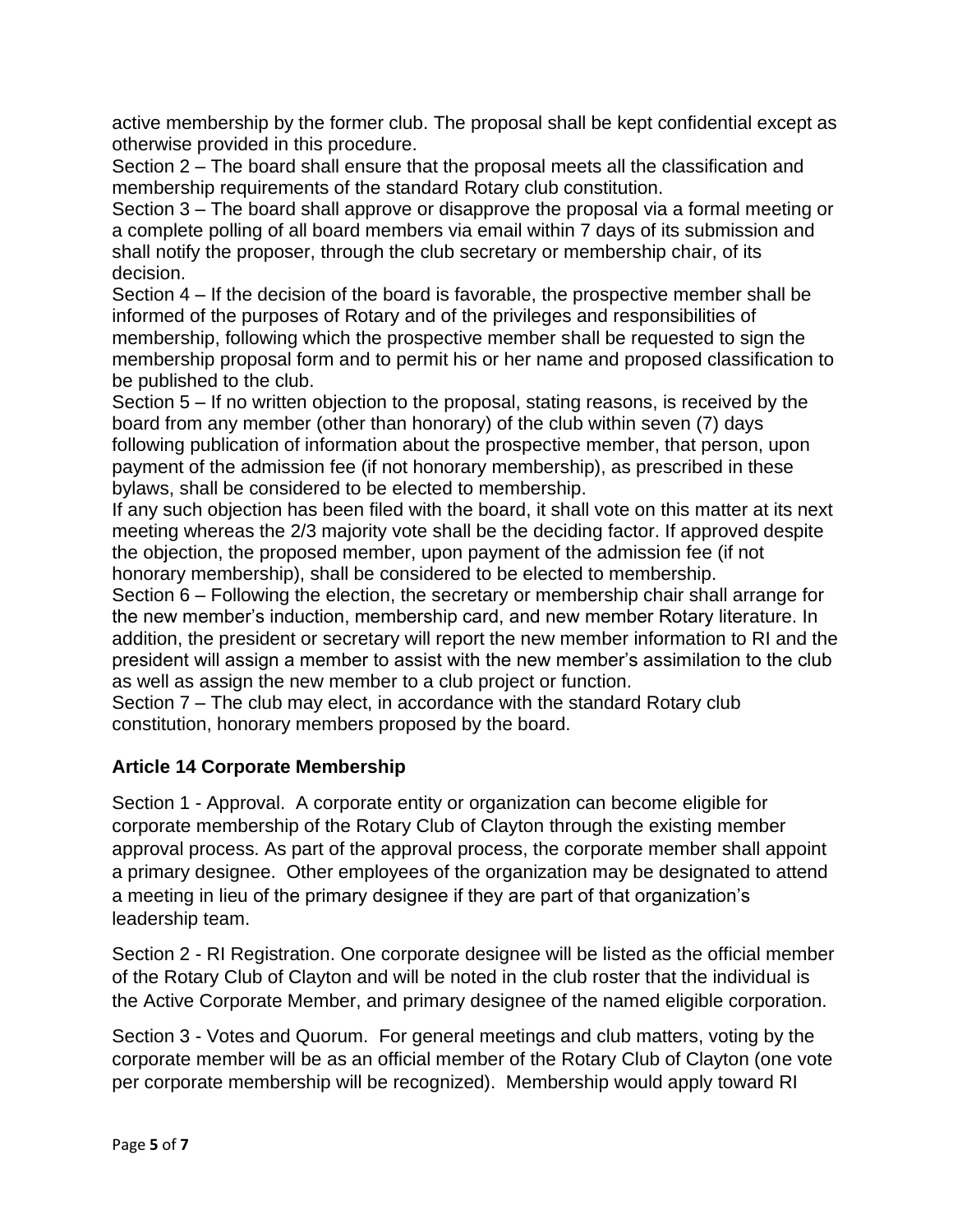active membership by the former club. The proposal shall be kept confidential except as otherwise provided in this procedure.

Section 2 – The board shall ensure that the proposal meets all the classification and membership requirements of the standard Rotary club constitution.

Section 3 – The board shall approve or disapprove the proposal via a formal meeting or a complete polling of all board members via email within 7 days of its submission and shall notify the proposer, through the club secretary or membership chair, of its decision.

Section 4 – If the decision of the board is favorable, the prospective member shall be informed of the purposes of Rotary and of the privileges and responsibilities of membership, following which the prospective member shall be requested to sign the membership proposal form and to permit his or her name and proposed classification to be published to the club.

Section 5 – If no written objection to the proposal, stating reasons, is received by the board from any member (other than honorary) of the club within seven (7) days following publication of information about the prospective member, that person, upon payment of the admission fee (if not honorary membership), as prescribed in these bylaws, shall be considered to be elected to membership.

If any such objection has been filed with the board, it shall vote on this matter at its next meeting whereas the 2/3 majority vote shall be the deciding factor. If approved despite the objection, the proposed member, upon payment of the admission fee (if not honorary membership), shall be considered to be elected to membership.

Section 6 – Following the election, the secretary or membership chair shall arrange for the new member's induction, membership card, and new member Rotary literature. In addition, the president or secretary will report the new member information to RI and the president will assign a member to assist with the new member's assimilation to the club as well as assign the new member to a club project or function.

Section 7 – The club may elect, in accordance with the standard Rotary club constitution, honorary members proposed by the board.

## Article 14 Corporate Membership

Section 1 - Approval. A corporate entity or organization can become eligible for corporate membership of the Rotary Club of Clayton through the existing member approval process. As part of the approval process, the corporate member shall appoint a primary designee. Other employees of the organization may be designated to attend a meeting in lieu of the primary designee if they are part of that organization's leadership team.

Section 2 - RI Registration. One corporate designee will be listed as the official member of the Rotary Club of Clayton and will be noted in the club roster that the individual is the Active Corporate Member, and primary designee of the named eligible corporation.

Section 3 - Votes and Quorum. For general meetings and club matters, voting by the corporate member will be as an official member of the Rotary Club of Clayton (one vote per corporate membership will be recognized). Membership would apply toward RI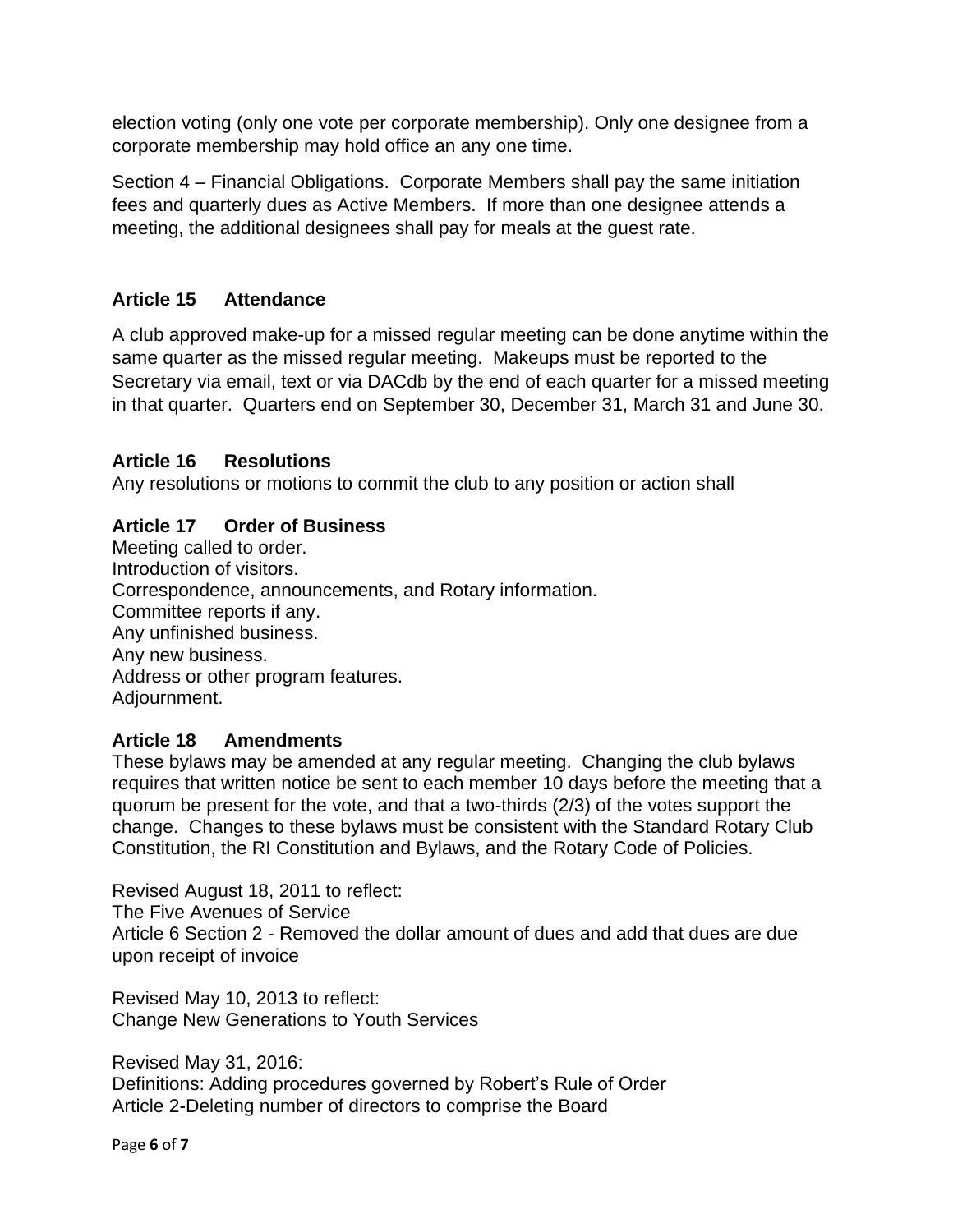election voting (only one vote per corporate membership). Only one designee from a corporate membership may hold office an any one time.

Section 4 – Financial Obligations. Corporate Members shall pay the same initiation fees and quarterly dues as Active Members. If more than one designee attends a meeting, the additional designees shall pay for meals at the guest rate.

## Article 15 Attendance

A club approved make-up for a missed regular meeting can be done anytime within the same quarter as the missed regular meeting. Makeups must be reported to the Secretary via email, text or via DACdb by the end of each quarter for a missed meeting in that quarter. Quarters end on September 30, December 31, March 31 and June 30.

## Article 16 Resolutions

Any resolutions or motions to commit the club to any position or action shall

## Article 17 Order of Business

Meeting called to order.
Introduction of visitors.
Correspondence, announcements, and Rotary information.
Committee reports if any.
Any unfinished business.
Any new business.
Address or other program features.
Adjournment.

## Article 18 Amendments

These bylaws may be amended at any regular meeting. Changing the club bylaws requires that written notice be sent to each member 10 days before the meeting that a quorum be present for the vote, and that a two-thirds (2/3) of the votes support the change. Changes to these bylaws must be consistent with the Standard Rotary Club Constitution, the RI Constitution and Bylaws, and the Rotary Code of Policies.

Revised August 18, 2011 to reflect:
The Five Avenues of Service
Article 6 Section 2 - Removed the dollar amount of dues and add that dues are due upon receipt of invoice

Revised May 10, 2013 to reflect:
Change New Generations to Youth Services

Revised May 31, 2016:
Definitions: Adding procedures governed by Robert's Rule of Order
Article 2-Deleting number of directors to comprise the Board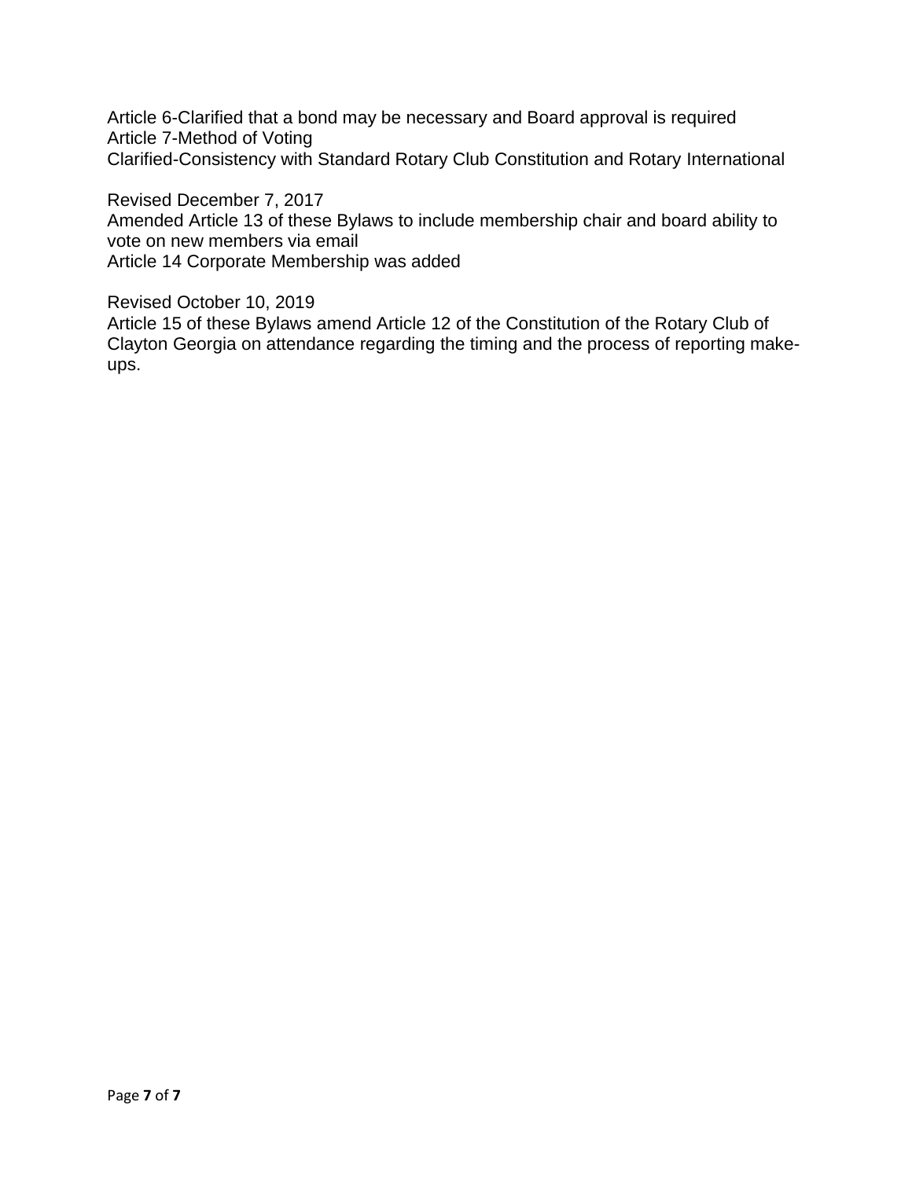Article 6-Clarified that a bond may be necessary and Board approval is required
Article 7-Method of Voting
Clarified-Consistency with Standard Rotary Club Constitution and Rotary International

Revised December 7, 2017
Amended Article 13 of these Bylaws to include membership chair and board ability to vote on new members via email
Article 14 Corporate Membership was added

Revised October 10, 2019
Article 15 of these Bylaws amend Article 12 of the Constitution of the Rotary Club of Clayton Georgia on attendance regarding the timing and the process of reporting make-ups.